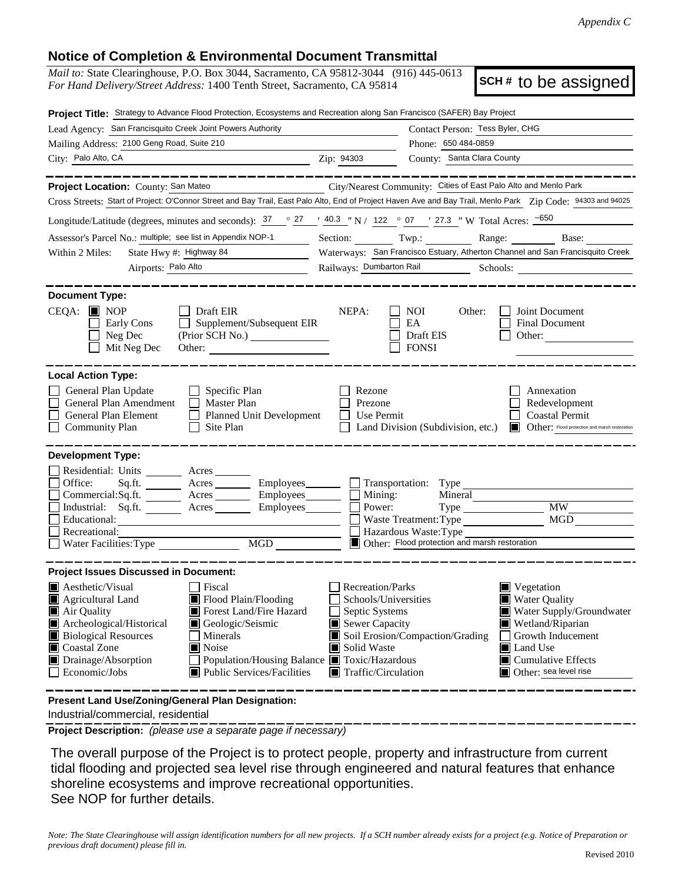*Appendix C*

## Notice of Completion & Environmental Document Transmittal

*Mail to:* State Clearinghouse, P.O. Box 3044, Sacramento, CA 95812-3044 (916) 445-0613
*For Hand Delivery/Street Address:* 1400 Tenth Street, Sacramento, CA 95814

**SCH #** to be assigned

**Project Title:** Strategy to Advance Flood Protection, Ecosystems and Recreation along San Francisco (SAFER) Bay Project

Lead Agency: San Francisquito Creek Joint Powers Authority
Contact Person: Tess Byler, CHG
Mailing Address: 2100 Geng Road, Suite 210
Phone: 650 484-0859
City: Palo Alto, CA
Zip: 94303
County: Santa Clara County

---

**Project Location:** County: San Mateo
City/Nearest Community: Cities of East Palo Alto and Menlo Park
Cross Streets: Start of Project: O'Connor Street and Bay Trail, East Palo Alto, End of Project Haven Ave and Bay Trail, Menlo Park
Zip Code: 94303 and 94025
Longitude/Latitude (degrees, minutes and seconds): 37 ° 27 ′ 40.3 ″ N / 122 ° 07 ′ 27.3 ″ W
Total Acres: ~650
Assessor's Parcel No.: multiple; see list in Appendix NOP-1
Section: Twp.: Range: Base:
Within 2 Miles: State Hwy #: Highway 84
Waterways: San Francisco Estuary, Atherton Channel and San Francisquito Creek
Airports: Palo Alto
Railways: Dumbarton Rail
Schools:

---

**Document Type:**

CEQA: ☒ NOP ☐ Early Cons ☐ Neg Dec ☐ Mit Neg Dec ☐ Draft EIR ☐ Supplement/Subsequent EIR (Prior SCH No.) ☐ Other:

NEPA: ☐ NOI ☐ EA ☐ Draft EIS ☐ FONSI

Other: ☐ Joint Document ☐ Final Document ☐ Other:

---

**Local Action Type:**

☐ General Plan Update
☐ General Plan Amendment
☐ General Plan Element
☐ Community Plan
☐ Specific Plan
☐ Master Plan
☐ Planned Unit Development
☐ Site Plan
☐ Rezone
☐ Prezone
☐ Use Permit
☐ Land Division (Subdivision, etc.)
☐ Annexation
☐ Redevelopment
☐ Coastal Permit
☒ Other: Flood protection and marsh restoration

---

**Development Type:**

☐ Residential: Units Acres
☐ Office: Sq.ft. Acres Employees
☐ Commercial: Sq.ft. Acres Employees
☐ Industrial: Sq.ft. Acres Employees
☐ Educational:
☐ Recreational:
☐ Water Facilities: Type MGD
☐ Transportation: Type
☐ Mining: Mineral
☐ Power: Type MW
☐ Waste Treatment: Type MGD
☐ Hazardous Waste: Type
☒ Other: Flood protection and marsh restoration

---

**Project Issues Discussed in Document:**

☒ Aesthetic/Visual
☒ Agricultural Land
☒ Air Quality
☒ Archeological/Historical
☒ Biological Resources
☒ Coastal Zone
☒ Drainage/Absorption
☐ Economic/Jobs
☐ Fiscal
☒ Flood Plain/Flooding
☒ Forest Land/Fire Hazard
☒ Geologic/Seismic
☐ Minerals
☒ Noise
☐ Population/Housing Balance
☒ Public Services/Facilities
☐ Recreation/Parks
☐ Schools/Universities
☐ Septic Systems
☒ Sewer Capacity
☒ Soil Erosion/Compaction/Grading
☒ Solid Waste
☒ Toxic/Hazardous
☒ Traffic/Circulation
☒ Vegetation
☒ Water Quality
☒ Water Supply/Groundwater
☒ Wetland/Riparian
☐ Growth Inducement
☒ Land Use
☒ Cumulative Effects
☒ Other: sea level rise

---

**Present Land Use/Zoning/General Plan Designation:**

Industrial/commercial, residential

---

**Project Description:** *(please use a separate page if necessary)*

The overall purpose of the Project is to protect people, property and infrastructure from current tidal flooding and projected sea level rise through engineered and natural features that enhance shoreline ecosystems and improve recreational opportunities.
See NOP for further details.

*Note: The State Clearinghouse will assign identification numbers for all new projects. If a SCH number already exists for a project (e.g. Notice of Preparation or previous draft document) please fill in.*

Revised 2010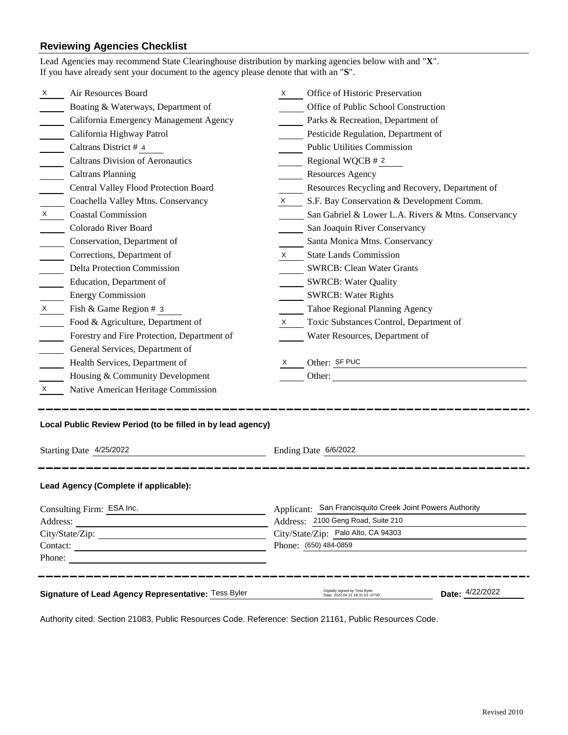## Reviewing Agencies Checklist

Lead Agencies may recommend State Clearinghouse distribution by marking agencies below with and "**X**".
If you have already sent your document to the agency please denote that with an "**S**".

| | | | |
|---|---|---|---|
| X | Air Resources Board | X | Office of Historic Preservation |
| | Boating & Waterways, Department of | | Office of Public School Construction |
| | California Emergency Management Agency | | Parks & Recreation, Department of |
| | California Highway Patrol | | Pesticide Regulation, Department of |
| | Caltrans District # 4 | | Public Utilities Commission |
| | Caltrans Division of Aeronautics | | Regional WQCB # 2 |
| | Caltrans Planning | | Resources Agency |
| | Central Valley Flood Protection Board | | Resources Recycling and Recovery, Department of |
| | Coachella Valley Mtns. Conservancy | X | S.F. Bay Conservation & Development Comm. |
| X | Coastal Commission | | San Gabriel & Lower L.A. Rivers & Mtns. Conservancy |
| | Colorado River Board | | San Joaquin River Conservancy |
| | Conservation, Department of | | Santa Monica Mtns. Conservancy |
| | Corrections, Department of | X | State Lands Commission |
| | Delta Protection Commission | | SWRCB: Clean Water Grants |
| | Education, Department of | | SWRCB: Water Quality |
| | Energy Commission | | SWRCB: Water Rights |
| X | Fish & Game Region # 3 | | Tahoe Regional Planning Agency |
| | Food & Agriculture, Department of | X | Toxic Substances Control, Department of |
| | Forestry and Fire Protection, Department of | | Water Resources, Department of |
| | General Services, Department of | | |
| | Health Services, Department of | X | Other: SF PUC |
| | Housing & Community Development | | Other: |
| X | Native American Heritage Commission | | |

---

### Local Public Review Period (to be filled in by lead agency)

Starting Date 4/25/2022 Ending Date 6/6/2022

---

### Lead Agency (Complete if applicable):

| | |
|---|---|
| Consulting Firm: ESA Inc. | Applicant: San Francisquito Creek Joint Powers Authority |
| Address: | Address: 2100 Geng Road, Suite 210 |
| City/State/Zip: | City/State/Zip: Palo Alto, CA 94303 |
| Contact: | Phone: (650) 484-0859 |
| Phone: | |

---

**Signature of Lead Agency Representative:** Tess Byler Digitally signed by Tess Byler Date: 2022.04.22 18:31:53 -07'00' **Date:** 4/22/2022

Authority cited: Section 21083, Public Resources Code. Reference: Section 21161, Public Resources Code.

Revised 2010